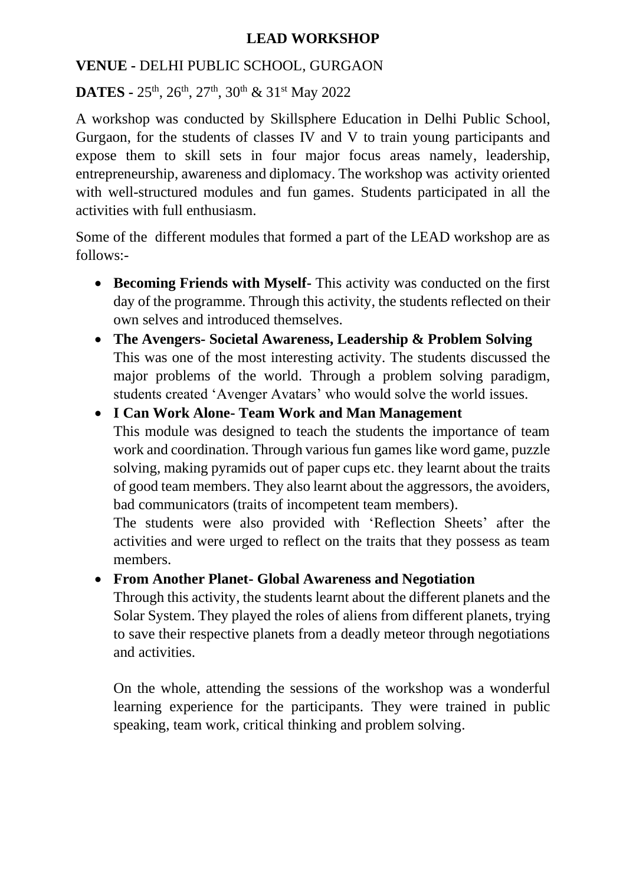# LEAD WORKSHOP

**VENUE -** DELHI PUBLIC SCHOOL, GURGAON

**DATES -** 25th, 26th, 27th, 30th & 31st May 2022

A workshop was conducted by Skillsphere Education in Delhi Public School, Gurgaon, for the students of classes IV and V to train young participants and expose them to skill sets in four major focus areas namely, leadership, entrepreneurship, awareness and diplomacy. The workshop was activity oriented with well-structured modules and fun games. Students participated in all the activities with full enthusiasm.

Some of the different modules that formed a part of the LEAD workshop are as follows:-

- **Becoming Friends with Myself-** This activity was conducted on the first day of the programme. Through this activity, the students reflected on their own selves and introduced themselves.
- **The Avengers- Societal Awareness, Leadership & Problem Solving**
  This was one of the most interesting activity. The students discussed the major problems of the world. Through a problem solving paradigm, students created 'Avenger Avatars' who would solve the world issues.
- **I Can Work Alone- Team Work and Man Management**
  This module was designed to teach the students the importance of team work and coordination. Through various fun games like word game, puzzle solving, making pyramids out of paper cups etc. they learnt about the traits of good team members. They also learnt about the aggressors, the avoiders, bad communicators (traits of incompetent team members).
  The students were also provided with 'Reflection Sheets' after the activities and were urged to reflect on the traits that they possess as team members.
- **From Another Planet- Global Awareness and Negotiation**
  Through this activity, the students learnt about the different planets and the Solar System. They played the roles of aliens from different planets, trying to save their respective planets from a deadly meteor through negotiations and activities.

  On the whole, attending the sessions of the workshop was a wonderful learning experience for the participants. They were trained in public speaking, team work, critical thinking and problem solving.